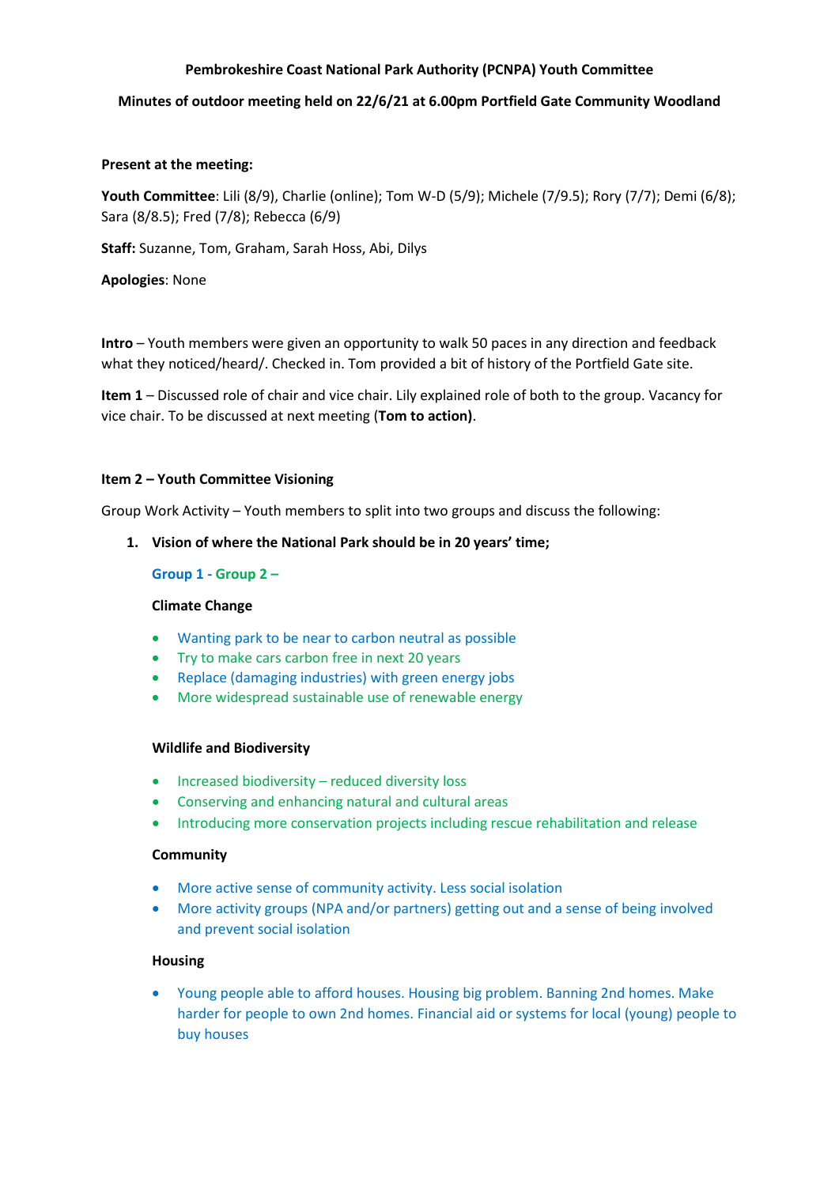**Pembrokeshire Coast National Park Authority (PCNPA) Youth Committee**

**Minutes of outdoor meeting held on 22/6/21 at 6.00pm Portfield Gate Community Woodland**

**Present at the meeting:**

**Youth Committee**: Lili (8/9), Charlie (online); Tom W-D (5/9); Michele (7/9.5); Rory (7/7); Demi (6/8); Sara (8/8.5); Fred (7/8); Rebecca (6/9)

**Staff:** Suzanne, Tom, Graham, Sarah Hoss, Abi, Dilys

**Apologies**: None

**Intro** – Youth members were given an opportunity to walk 50 paces in any direction and feedback what they noticed/heard/. Checked in. Tom provided a bit of history of the Portfield Gate site.

**Item 1** – Discussed role of chair and vice chair. Lily explained role of both to the group. Vacancy for vice chair. To be discussed at next meeting (**Tom to action)**.

**Item 2 – Youth Committee Visioning**

Group Work Activity – Youth members to split into two groups and discuss the following:

1. **Vision of where the National Park should be in 20 years' time;**

   **Group 1 - Group 2 –**

   **Climate Change**

   - Wanting park to be near to carbon neutral as possible
   - Try to make cars carbon free in next 20 years
   - Replace (damaging industries) with green energy jobs
   - More widespread sustainable use of renewable energy

   **Wildlife and Biodiversity**

   - Increased biodiversity – reduced diversity loss
   - Conserving and enhancing natural and cultural areas
   - Introducing more conservation projects including rescue rehabilitation and release

   **Community**

   - More active sense of community activity. Less social isolation
   - More activity groups (NPA and/or partners) getting out and a sense of being involved and prevent social isolation

   **Housing**

   - Young people able to afford houses. Housing big problem. Banning 2nd homes. Make harder for people to own 2nd homes. Financial aid or systems for local (young) people to buy houses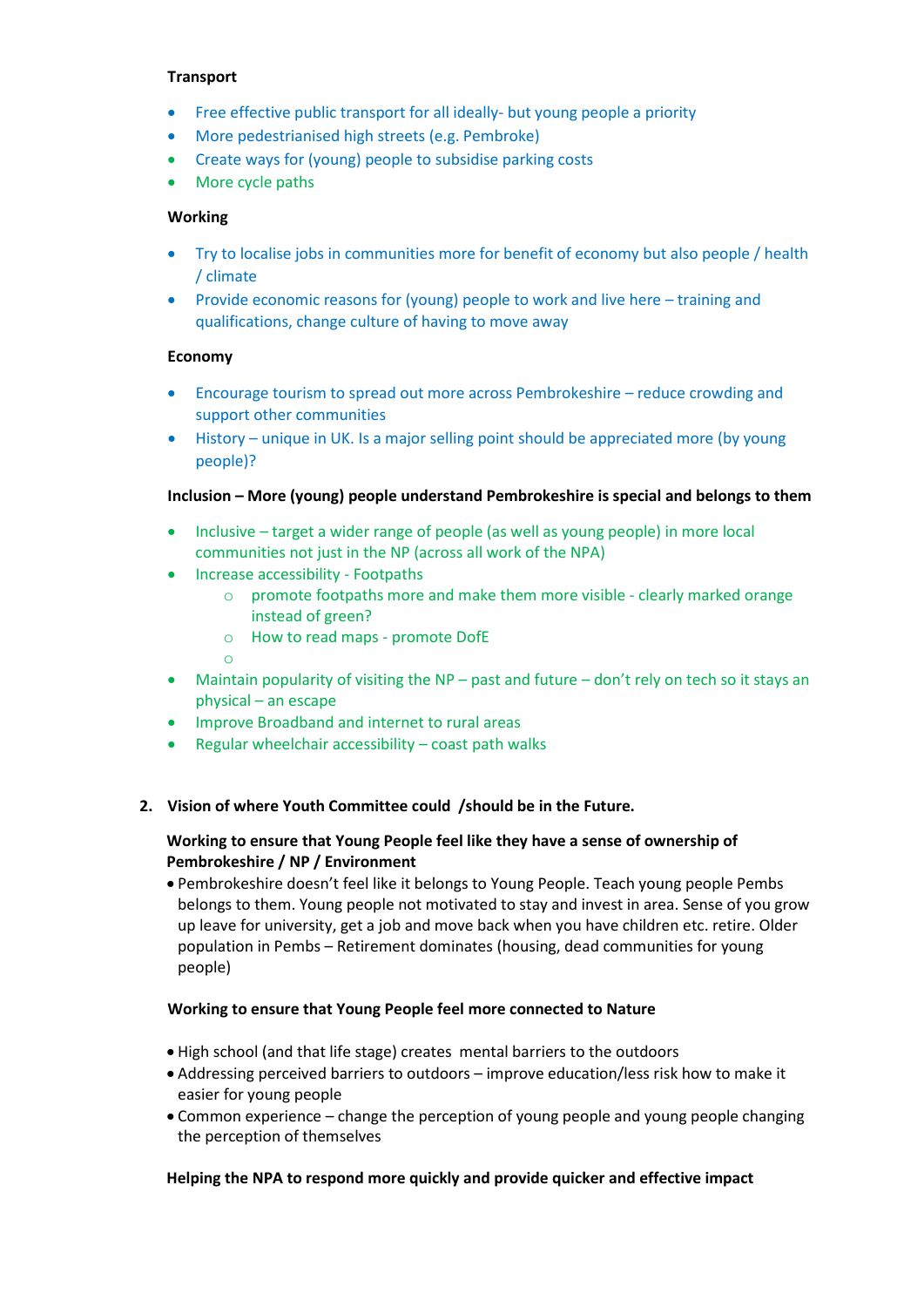**Transport**

- Free effective public transport for all ideally- but young people a priority
- More pedestrianised high streets (e.g. Pembroke)
- Create ways for (young) people to subsidise parking costs
- More cycle paths

**Working**

- Try to localise jobs in communities more for benefit of economy but also people / health / climate
- Provide economic reasons for (young) people to work and live here – training and qualifications, change culture of having to move away

**Economy**

- Encourage tourism to spread out more across Pembrokeshire – reduce crowding and support other communities
- History – unique in UK. Is a major selling point should be appreciated more (by young people)?

**Inclusion – More (young) people understand Pembrokeshire is special and belongs to them**

- Inclusive – target a wider range of people (as well as young people) in more local communities not just in the NP (across all work of the NPA)
- Increase accessibility - Footpaths
    - promote footpaths more and make them more visible - clearly marked orange instead of green?
    - How to read maps - promote DofE
    - 
- Maintain popularity of visiting the NP – past and future – don't rely on tech so it stays an physical – an escape
- Improve Broadband and internet to rural areas
- Regular wheelchair accessibility – coast path walks

2. **Vision of where Youth Committee could /should be in the Future.**

**Working to ensure that Young People feel like they have a sense of ownership of Pembrokeshire / NP / Environment**

- Pembrokeshire doesn't feel like it belongs to Young People. Teach young people Pembs belongs to them. Young people not motivated to stay and invest in area. Sense of you grow up leave for university, get a job and move back when you have children etc. retire. Older population in Pembs – Retirement dominates (housing, dead communities for young people)

**Working to ensure that Young People feel more connected to Nature**

- High school (and that life stage) creates mental barriers to the outdoors
- Addressing perceived barriers to outdoors – improve education/less risk how to make it easier for young people
- Common experience – change the perception of young people and young people changing the perception of themselves

**Helping the NPA to respond more quickly and provide quicker and effective impact**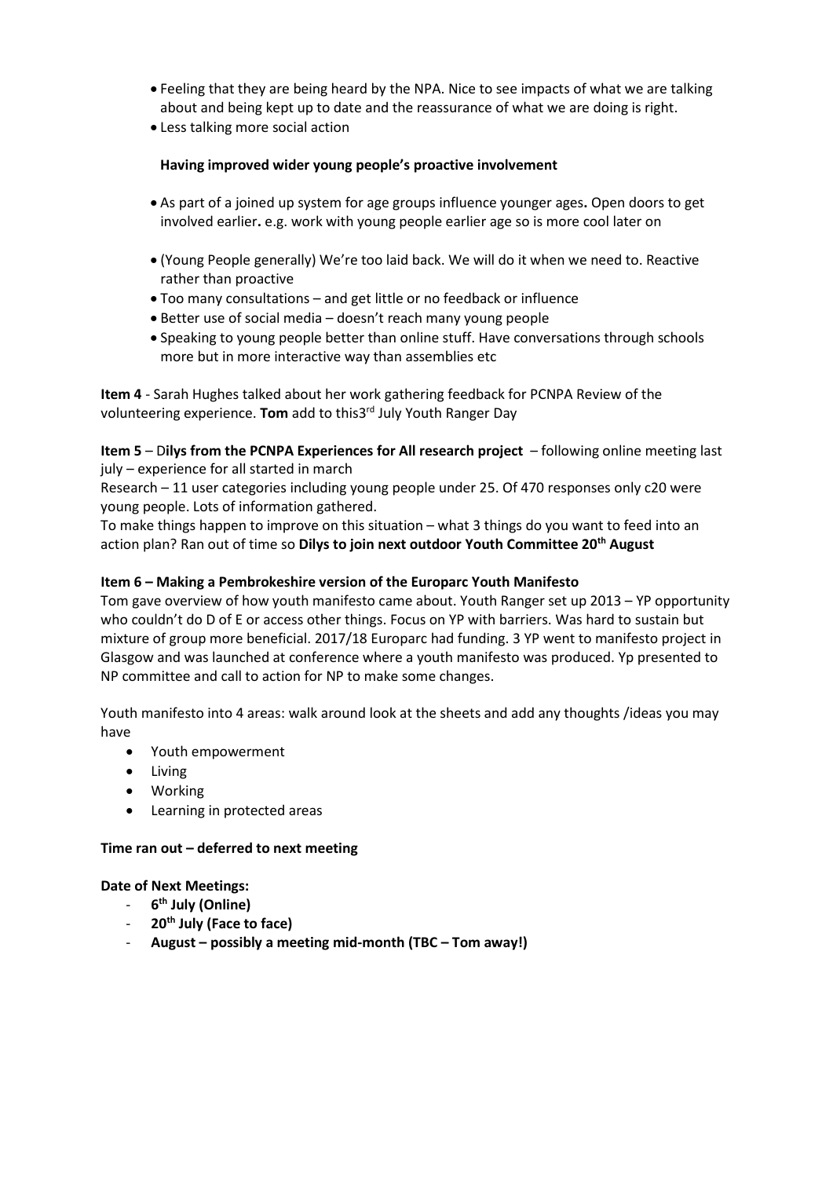- Feeling that they are being heard by the NPA. Nice to see impacts of what we are talking about and being kept up to date and the reassurance of what we are doing is right.
- Less talking more social action

**Having improved wider young people's proactive involvement**

- As part of a joined up system for age groups influence younger ages**.** Open doors to get involved earlier**.** e.g. work with young people earlier age so is more cool later on
- (Young People generally) We're too laid back. We will do it when we need to. Reactive rather than proactive
- Too many consultations – and get little or no feedback or influence
- Better use of social media – doesn't reach many young people
- Speaking to young people better than online stuff. Have conversations through schools more but in more interactive way than assemblies etc

**Item 4** - Sarah Hughes talked about her work gathering feedback for PCNPA Review of the volunteering experience. **Tom** add to this3rd July Youth Ranger Day

**Item 5** – D**ilys from the PCNPA Experiences for All research project** – following online meeting last july – experience for all started in march

Research – 11 user categories including young people under 25. Of 470 responses only c20 were young people. Lots of information gathered.

To make things happen to improve on this situation – what 3 things do you want to feed into an action plan? Ran out of time so **Dilys to join next outdoor Youth Committee 20th August**

**Item 6 – Making a Pembrokeshire version of the Europarc Youth Manifesto**

Tom gave overview of how youth manifesto came about. Youth Ranger set up 2013 – YP opportunity who couldn't do D of E or access other things. Focus on YP with barriers. Was hard to sustain but mixture of group more beneficial. 2017/18 Europarc had funding. 3 YP went to manifesto project in Glasgow and was launched at conference where a youth manifesto was produced. Yp presented to NP committee and call to action for NP to make some changes.

Youth manifesto into 4 areas: walk around look at the sheets and add any thoughts /ideas you may have

- Youth empowerment
- Living
- Working
- Learning in protected areas

**Time ran out – deferred to next meeting**

**Date of Next Meetings:**

- **6th July (Online)**
- **20th July (Face to face)**
- **August – possibly a meeting mid-month (TBC – Tom away!)**